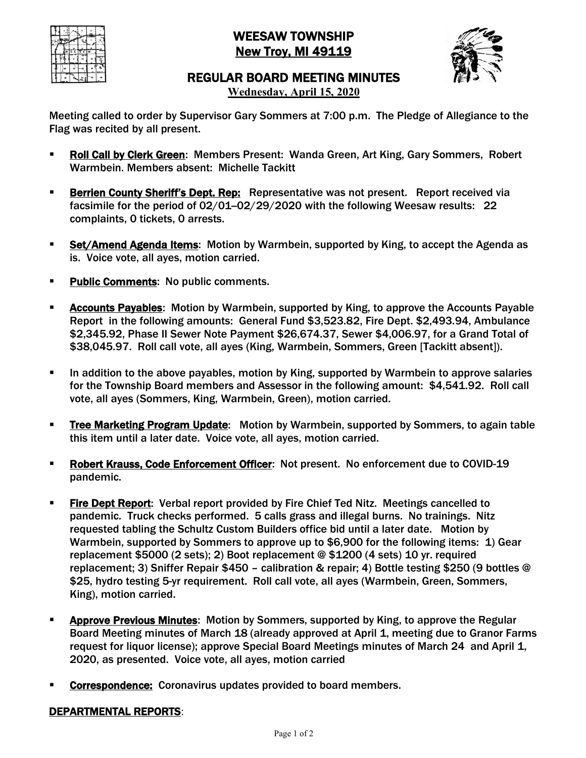# WEESAW TOWNSHIP
## New Troy, MI 49119

## REGULAR BOARD MEETING MINUTES
**Wednesday, April 15, 2020**

Meeting called to order by Supervisor Gary Sommers at 7:00 p.m. The Pledge of Allegiance to the Flag was recited by all present.

- **Roll Call by Clerk Green**: Members Present: Wanda Green, Art King, Gary Sommers, Robert Warmbein. Members absent: Michelle Tackitt

- **Berrien County Sheriff's Dept. Rep:** Representative was not present. Report received via facsimile for the period of 02/01–02/29/2020 with the following Weesaw results: 22 complaints, 0 tickets, 0 arrests.

- **Set/Amend Agenda Items**: Motion by Warmbein, supported by King, to accept the Agenda as is. Voice vote, all ayes, motion carried.

- **Public Comments**: No public comments.

- **Accounts Payables**: Motion by Warmbein, supported by King, to approve the Accounts Payable Report in the following amounts: General Fund $3,523.82, Fire Dept. $2,493.94, Ambulance $2,345.92, Phase II Sewer Note Payment $26,674.37, Sewer $4,006.97, for a Grand Total of $38,045.97. Roll call vote, all ayes (King, Warmbein, Sommers, Green [Tackitt absent]).

- In addition to the above payables, motion by King, supported by Warmbein to approve salaries for the Township Board members and Assessor in the following amount: $4,541.92. Roll call vote, all ayes (Sommers, King, Warmbein, Green), motion carried.

- **Tree Marketing Program Update**: Motion by Warmbein, supported by Sommers, to again table this item until a later date. Voice vote, all ayes, motion carried.

- **Robert Krauss, Code Enforcement Officer**: Not present. No enforcement due to COVID-19 pandemic.

- **Fire Dept Report**: Verbal report provided by Fire Chief Ted Nitz. Meetings cancelled to pandemic. Truck checks performed. 5 calls grass and illegal burns. No trainings. Nitz requested tabling the Schultz Custom Builders office bid until a later date. Motion by Warmbein, supported by Sommers to approve up to $6,900 for the following items: 1) Gear replacement $5000 (2 sets); 2) Boot replacement @ $1200 (4 sets) 10 yr. required replacement; 3) Sniffer Repair $450 – calibration & repair; 4) Bottle testing $250 (9 bottles @ $25, hydro testing 5-yr requirement. Roll call vote, all ayes (Warmbein, Green, Sommers, King), motion carried.

- **Approve Previous Minutes**: Motion by Sommers, supported by King, to approve the Regular Board Meeting minutes of March 18 (already approved at April 1, meeting due to Granor Farms request for liquor license); approve Special Board Meetings minutes of March 24 and April 1, 2020, as presented. Voice vote, all ayes, motion carried

- **Correspondence:** Coronavirus updates provided to board members.

## DEPARTMENTAL REPORTS: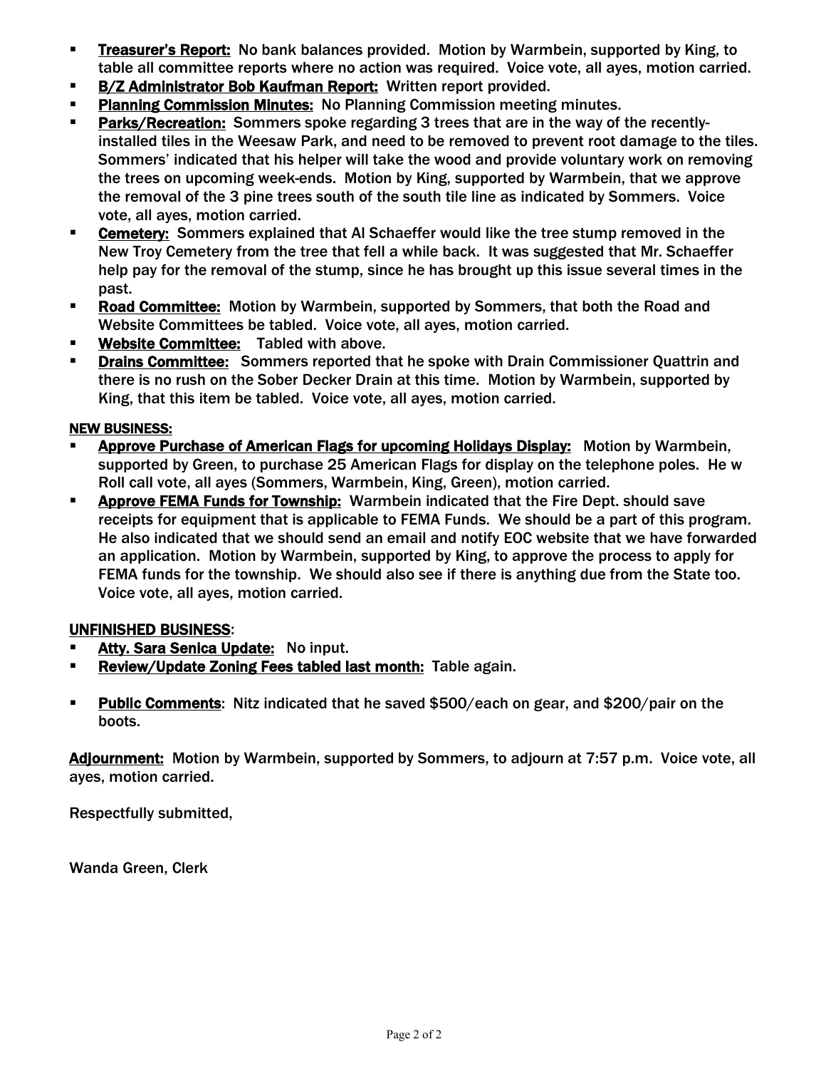- **Treasurer's Report:** No bank balances provided. Motion by Warmbein, supported by King, to table all committee reports where no action was required. Voice vote, all ayes, motion carried.
- **B/Z Administrator Bob Kaufman Report:** Written report provided.
- **Planning Commission Minutes:** No Planning Commission meeting minutes.
- **Parks/Recreation:** Sommers spoke regarding 3 trees that are in the way of the recently-installed tiles in the Weesaw Park, and need to be removed to prevent root damage to the tiles. Sommers' indicated that his helper will take the wood and provide voluntary work on removing the trees on upcoming week-ends. Motion by King, supported by Warmbein, that we approve the removal of the 3 pine trees south of the south tile line as indicated by Sommers. Voice vote, all ayes, motion carried.
- **Cemetery:** Sommers explained that Al Schaeffer would like the tree stump removed in the New Troy Cemetery from the tree that fell a while back. It was suggested that Mr. Schaeffer help pay for the removal of the stump, since he has brought up this issue several times in the past.
- **Road Committee:** Motion by Warmbein, supported by Sommers, that both the Road and Website Committees be tabled. Voice vote, all ayes, motion carried.
- **Website Committee:** Tabled with above.
- **Drains Committee:** Sommers reported that he spoke with Drain Commissioner Quattrin and there is no rush on the Sober Decker Drain at this time. Motion by Warmbein, supported by King, that this item be tabled. Voice vote, all ayes, motion carried.

**NEW BUSINESS:**

- **Approve Purchase of American Flags for upcoming Holidays Display:** Motion by Warmbein, supported by Green, to purchase 25 American Flags for display on the telephone poles. He w Roll call vote, all ayes (Sommers, Warmbein, King, Green), motion carried.
- **Approve FEMA Funds for Township:** Warmbein indicated that the Fire Dept. should save receipts for equipment that is applicable to FEMA Funds. We should be a part of this program. He also indicated that we should send an email and notify EOC website that we have forwarded an application. Motion by Warmbein, supported by King, to approve the process to apply for FEMA funds for the township. We should also see if there is anything due from the State too. Voice vote, all ayes, motion carried.

**UNFINISHED BUSINESS:**

- **Atty. Sara Senica Update:** No input.
- **Review/Update Zoning Fees tabled last month:** Table again.

- **Public Comments**: Nitz indicated that he saved $500/each on gear, and $200/pair on the boots.

**Adjournment:** Motion by Warmbein, supported by Sommers, to adjourn at 7:57 p.m. Voice vote, all ayes, motion carried.

Respectfully submitted,

Wanda Green, Clerk